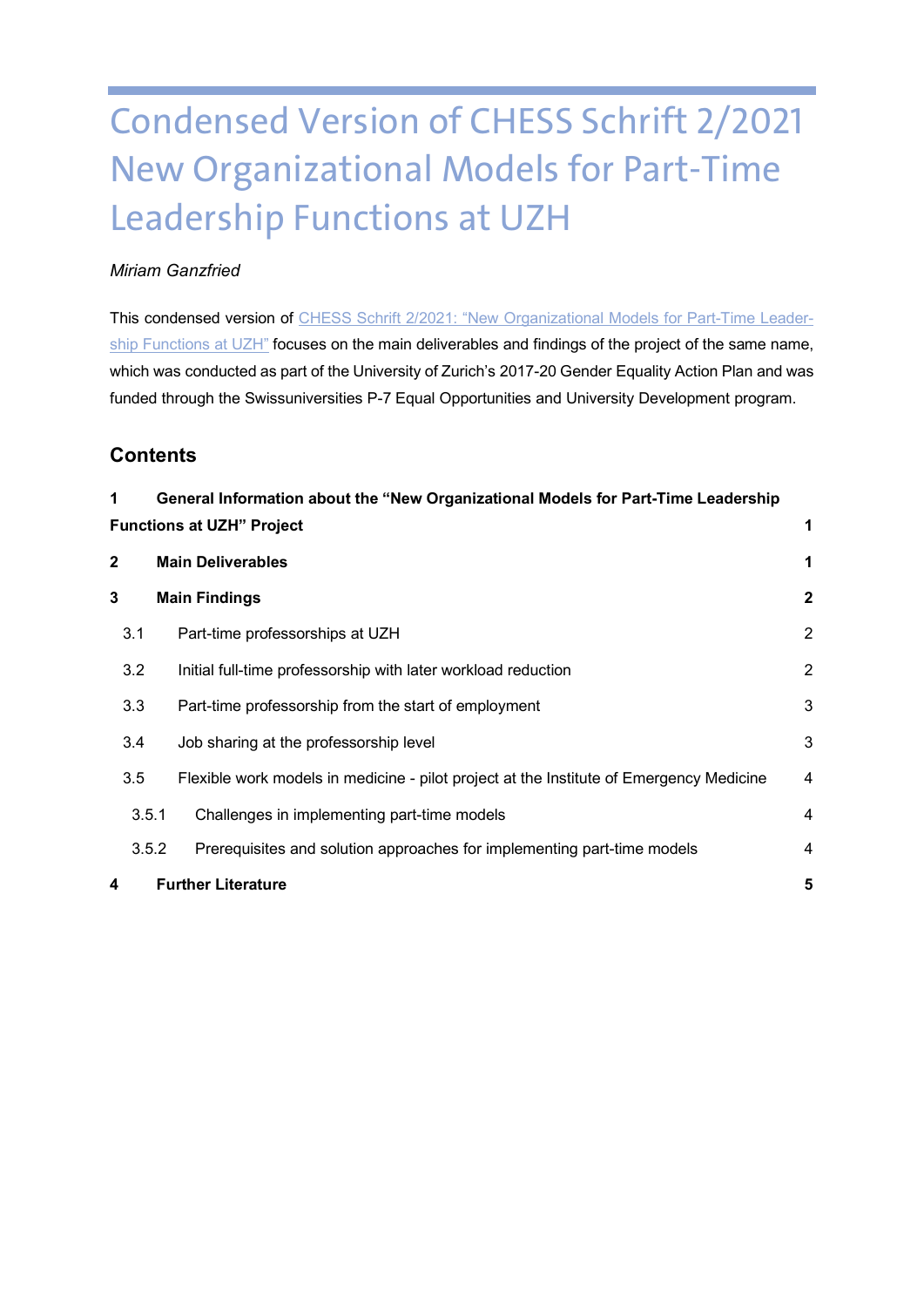# Condensed Version of CHESS Schrift 2/2021 New Organizational Models for Part-Time Leadership Functions at UZH

*Miriam Ganzfried*

This condensed version of CHESS Schrift 2/2021: "New Organizational Models for Part-Time Leadership Functions at UZH" focuses on the main deliverables and findings of the project of the same name, which was conducted as part of the University of Zurich's 2017-20 Gender Equality Action Plan and was funded through the Swissuniversities P-7 Equal Opportunities and University Development program.

## Contents

**1 General Information about the "New Organizational Models for Part-Time Leadership Functions at UZH" Project — 1**

**2 Main Deliverables — 1**

**3 Main Findings — 2**

- 3.1 Part-time professorships at UZH — 2
- 3.2 Initial full-time professorship with later workload reduction — 2
- 3.3 Part-time professorship from the start of employment — 3
- 3.4 Job sharing at the professorship level — 3
- 3.5 Flexible work models in medicine - pilot project at the Institute of Emergency Medicine — 4
  - 3.5.1 Challenges in implementing part-time models — 4
  - 3.5.2 Prerequisites and solution approaches for implementing part-time models — 4

**4 Further Literature — 5**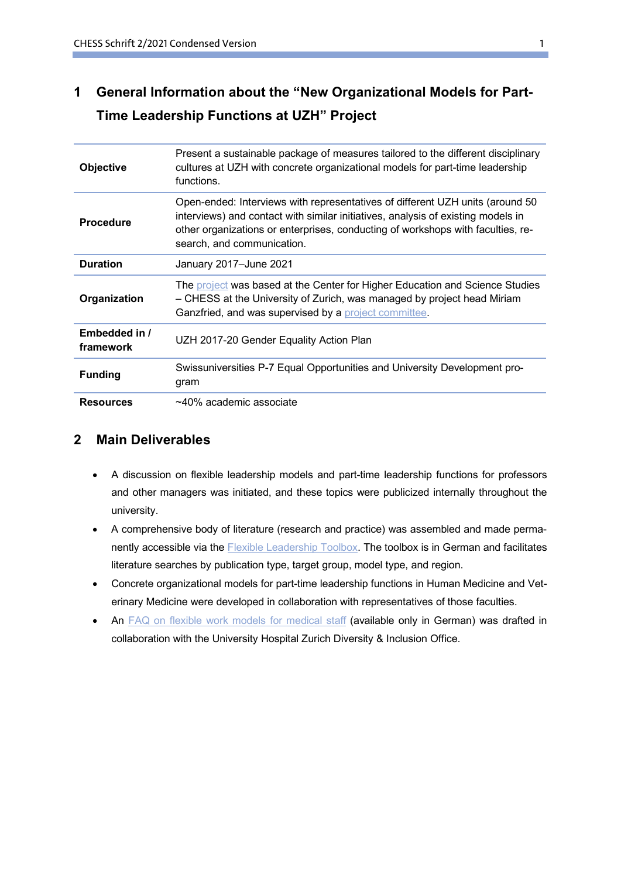# 1 General Information about the "New Organizational Models for Part-Time Leadership Functions at UZH" Project

| | |
|---|---|
| **Objective** | Present a sustainable package of measures tailored to the different disciplinary cultures at UZH with concrete organizational models for part-time leadership functions. |
| **Procedure** | Open-ended: Interviews with representatives of different UZH units (around 50 interviews) and contact with similar initiatives, analysis of existing models in other organizations or enterprises, conducting of workshops with faculties, research, and communication. |
| **Duration** | January 2017–June 2021 |
| **Organization** | The project was based at the Center for Higher Education and Science Studies – CHESS at the University of Zurich, was managed by project head Miriam Ganzfried, and was supervised by a project committee. |
| **Embedded in / framework** | UZH 2017-20 Gender Equality Action Plan |
| **Funding** | Swissuniversities P-7 Equal Opportunities and University Development program |
| **Resources** | ~40% academic associate |

# 2 Main Deliverables

- A discussion on flexible leadership models and part-time leadership functions for professors and other managers was initiated, and these topics were publicized internally throughout the university.
- A comprehensive body of literature (research and practice) was assembled and made permanently accessible via the Flexible Leadership Toolbox. The toolbox is in German and facilitates literature searches by publication type, target group, model type, and region.
- Concrete organizational models for part-time leadership functions in Human Medicine and Veterinary Medicine were developed in collaboration with representatives of those faculties.
- An FAQ on flexible work models for medical staff (available only in German) was drafted in collaboration with the University Hospital Zurich Diversity & Inclusion Office.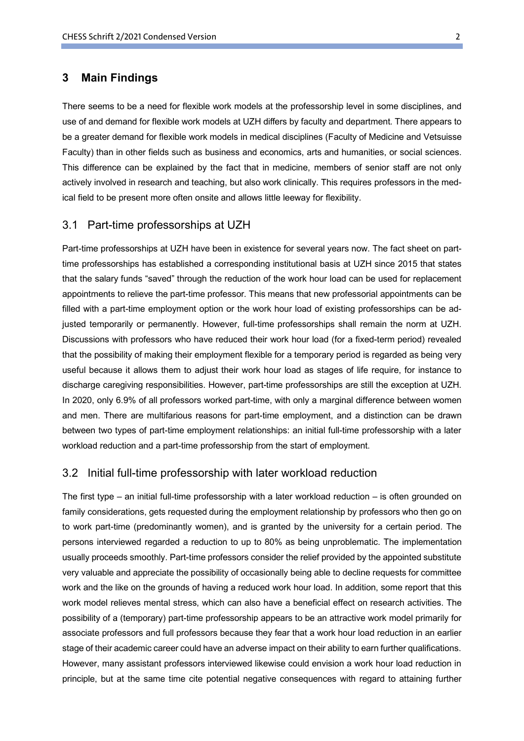## 3 Main Findings

There seems to be a need for flexible work models at the professorship level in some disciplines, and use of and demand for flexible work models at UZH differs by faculty and department. There appears to be a greater demand for flexible work models in medical disciplines (Faculty of Medicine and Vetsuisse Faculty) than in other fields such as business and economics, arts and humanities, or social sciences. This difference can be explained by the fact that in medicine, members of senior staff are not only actively involved in research and teaching, but also work clinically. This requires professors in the medical field to be present more often onsite and allows little leeway for flexibility.

### 3.1 Part-time professorships at UZH

Part-time professorships at UZH have been in existence for several years now. The fact sheet on part-time professorships has established a corresponding institutional basis at UZH since 2015 that states that the salary funds "saved" through the reduction of the work hour load can be used for replacement appointments to relieve the part-time professor. This means that new professorial appointments can be filled with a part-time employment option or the work hour load of existing professorships can be adjusted temporarily or permanently. However, full-time professorships shall remain the norm at UZH. Discussions with professors who have reduced their work hour load (for a fixed-term period) revealed that the possibility of making their employment flexible for a temporary period is regarded as being very useful because it allows them to adjust their work hour load as stages of life require, for instance to discharge caregiving responsibilities. However, part-time professorships are still the exception at UZH. In 2020, only 6.9% of all professors worked part-time, with only a marginal difference between women and men. There are multifarious reasons for part-time employment, and a distinction can be drawn between two types of part-time employment relationships: an initial full-time professorship with a later workload reduction and a part-time professorship from the start of employment.

### 3.2 Initial full-time professorship with later workload reduction

The first type – an initial full-time professorship with a later workload reduction – is often grounded on family considerations, gets requested during the employment relationship by professors who then go on to work part-time (predominantly women), and is granted by the university for a certain period. The persons interviewed regarded a reduction to up to 80% as being unproblematic. The implementation usually proceeds smoothly. Part-time professors consider the relief provided by the appointed substitute very valuable and appreciate the possibility of occasionally being able to decline requests for committee work and the like on the grounds of having a reduced work hour load. In addition, some report that this work model relieves mental stress, which can also have a beneficial effect on research activities. The possibility of a (temporary) part-time professorship appears to be an attractive work model primarily for associate professors and full professors because they fear that a work hour load reduction in an earlier stage of their academic career could have an adverse impact on their ability to earn further qualifications. However, many assistant professors interviewed likewise could envision a work hour load reduction in principle, but at the same time cite potential negative consequences with regard to attaining further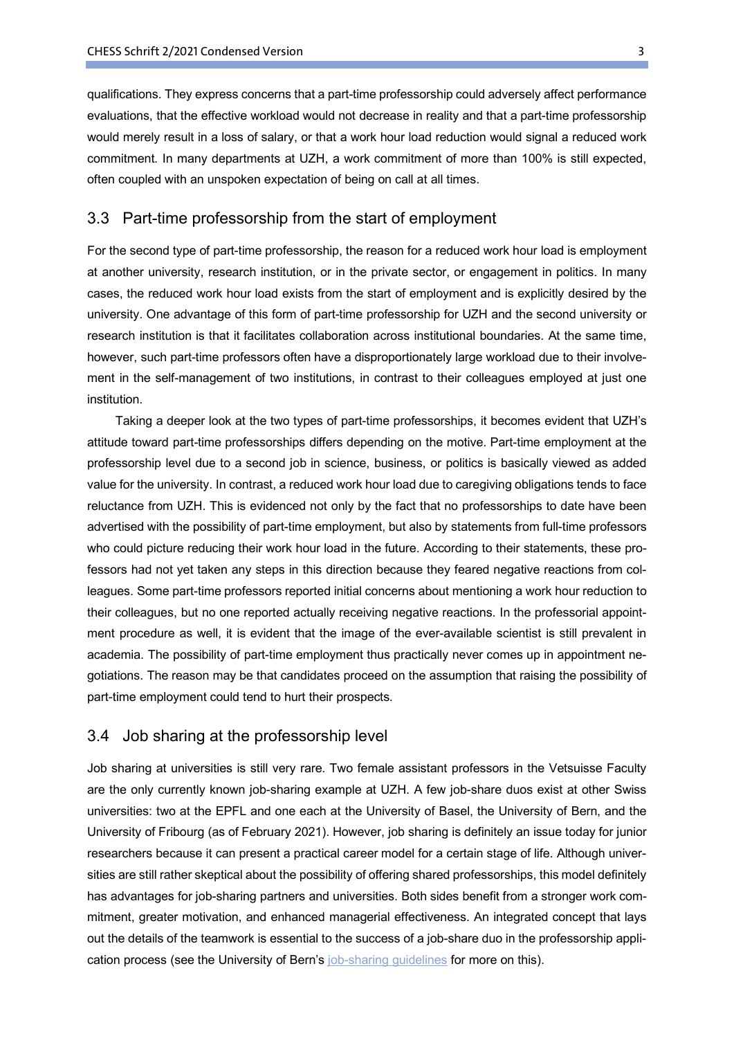qualifications. They express concerns that a part-time professorship could adversely affect performance evaluations, that the effective workload would not decrease in reality and that a part-time professorship would merely result in a loss of salary, or that a work hour load reduction would signal a reduced work commitment. In many departments at UZH, a work commitment of more than 100% is still expected, often coupled with an unspoken expectation of being on call at all times.

## 3.3 Part-time professorship from the start of employment

For the second type of part-time professorship, the reason for a reduced work hour load is employment at another university, research institution, or in the private sector, or engagement in politics. In many cases, the reduced work hour load exists from the start of employment and is explicitly desired by the university. One advantage of this form of part-time professorship for UZH and the second university or research institution is that it facilitates collaboration across institutional boundaries. At the same time, however, such part-time professors often have a disproportionately large workload due to their involvement in the self-management of two institutions, in contrast to their colleagues employed at just one institution.

Taking a deeper look at the two types of part-time professorships, it becomes evident that UZH's attitude toward part-time professorships differs depending on the motive. Part-time employment at the professorship level due to a second job in science, business, or politics is basically viewed as added value for the university. In contrast, a reduced work hour load due to caregiving obligations tends to face reluctance from UZH. This is evidenced not only by the fact that no professorships to date have been advertised with the possibility of part-time employment, but also by statements from full-time professors who could picture reducing their work hour load in the future. According to their statements, these professors had not yet taken any steps in this direction because they feared negative reactions from colleagues. Some part-time professors reported initial concerns about mentioning a work hour reduction to their colleagues, but no one reported actually receiving negative reactions. In the professorial appointment procedure as well, it is evident that the image of the ever-available scientist is still prevalent in academia. The possibility of part-time employment thus practically never comes up in appointment negotiations. The reason may be that candidates proceed on the assumption that raising the possibility of part-time employment could tend to hurt their prospects.

## 3.4 Job sharing at the professorship level

Job sharing at universities is still very rare. Two female assistant professors in the Vetsuisse Faculty are the only currently known job-sharing example at UZH. A few job-share duos exist at other Swiss universities: two at the EPFL and one each at the University of Basel, the University of Bern, and the University of Fribourg (as of February 2021). However, job sharing is definitely an issue today for junior researchers because it can present a practical career model for a certain stage of life. Although universities are still rather skeptical about the possibility of offering shared professorships, this model definitely has advantages for job-sharing partners and universities. Both sides benefit from a stronger work commitment, greater motivation, and enhanced managerial effectiveness. An integrated concept that lays out the details of the teamwork is essential to the success of a job-share duo in the professorship application process (see the University of Bern's job-sharing guidelines for more on this).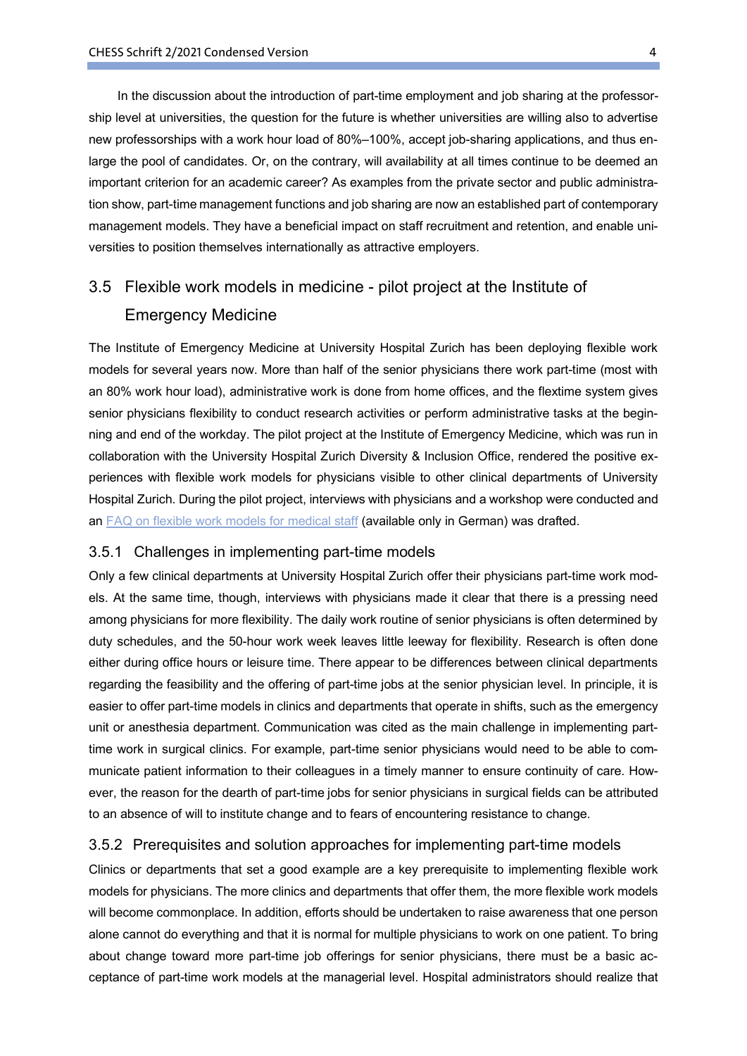In the discussion about the introduction of part-time employment and job sharing at the professorship level at universities, the question for the future is whether universities are willing also to advertise new professorships with a work hour load of 80%–100%, accept job-sharing applications, and thus enlarge the pool of candidates. Or, on the contrary, will availability at all times continue to be deemed an important criterion for an academic career? As examples from the private sector and public administration show, part-time management functions and job sharing are now an established part of contemporary management models. They have a beneficial impact on staff recruitment and retention, and enable universities to position themselves internationally as attractive employers.

## 3.5 Flexible work models in medicine - pilot project at the Institute of Emergency Medicine

The Institute of Emergency Medicine at University Hospital Zurich has been deploying flexible work models for several years now. More than half of the senior physicians there work part-time (most with an 80% work hour load), administrative work is done from home offices, and the flextime system gives senior physicians flexibility to conduct research activities or perform administrative tasks at the beginning and end of the workday. The pilot project at the Institute of Emergency Medicine, which was run in collaboration with the University Hospital Zurich Diversity & Inclusion Office, rendered the positive experiences with flexible work models for physicians visible to other clinical departments of University Hospital Zurich. During the pilot project, interviews with physicians and a workshop were conducted and an FAQ on flexible work models for medical staff (available only in German) was drafted.

### 3.5.1 Challenges in implementing part-time models

Only a few clinical departments at University Hospital Zurich offer their physicians part-time work models. At the same time, though, interviews with physicians made it clear that there is a pressing need among physicians for more flexibility. The daily work routine of senior physicians is often determined by duty schedules, and the 50-hour work week leaves little leeway for flexibility. Research is often done either during office hours or leisure time. There appear to be differences between clinical departments regarding the feasibility and the offering of part-time jobs at the senior physician level. In principle, it is easier to offer part-time models in clinics and departments that operate in shifts, such as the emergency unit or anesthesia department. Communication was cited as the main challenge in implementing part-time work in surgical clinics. For example, part-time senior physicians would need to be able to communicate patient information to their colleagues in a timely manner to ensure continuity of care. However, the reason for the dearth of part-time jobs for senior physicians in surgical fields can be attributed to an absence of will to institute change and to fears of encountering resistance to change.

### 3.5.2 Prerequisites and solution approaches for implementing part-time models

Clinics or departments that set a good example are a key prerequisite to implementing flexible work models for physicians. The more clinics and departments that offer them, the more flexible work models will become commonplace. In addition, efforts should be undertaken to raise awareness that one person alone cannot do everything and that it is normal for multiple physicians to work on one patient. To bring about change toward more part-time job offerings for senior physicians, there must be a basic acceptance of part-time work models at the managerial level. Hospital administrators should realize that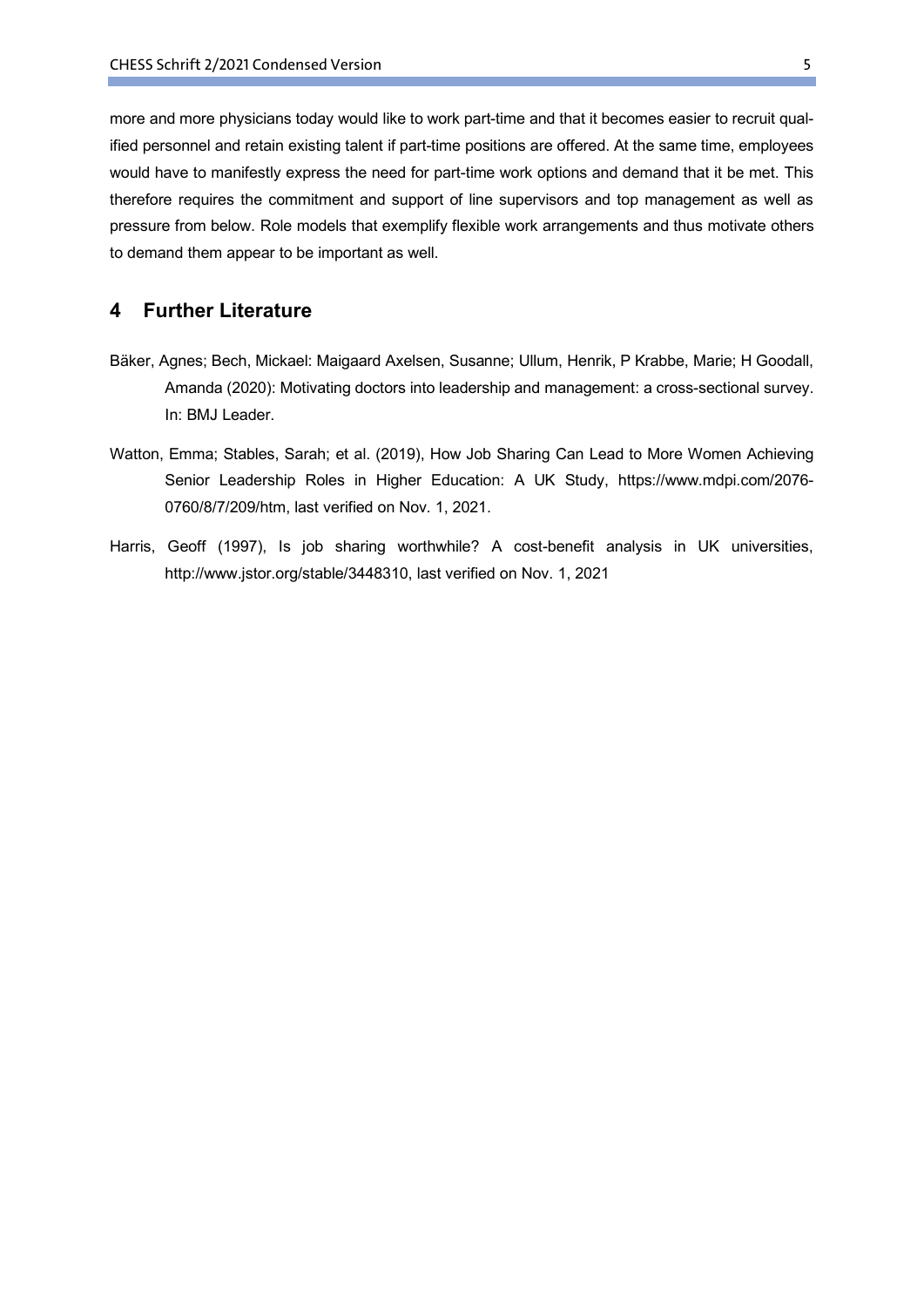more and more physicians today would like to work part-time and that it becomes easier to recruit qualified personnel and retain existing talent if part-time positions are offered. At the same time, employees would have to manifestly express the need for part-time work options and demand that it be met. This therefore requires the commitment and support of line supervisors and top management as well as pressure from below. Role models that exemplify flexible work arrangements and thus motivate others to demand them appear to be important as well.

## 4 Further Literature

Bäker, Agnes; Bech, Mickael: Maigaard Axelsen, Susanne; Ullum, Henrik, P Krabbe, Marie; H Goodall, Amanda (2020): Motivating doctors into leadership and management: a cross-sectional survey. In: BMJ Leader.

Watton, Emma; Stables, Sarah; et al. (2019), How Job Sharing Can Lead to More Women Achieving Senior Leadership Roles in Higher Education: A UK Study, https://www.mdpi.com/2076-0760/8/7/209/htm, last verified on Nov. 1, 2021.

Harris, Geoff (1997), Is job sharing worthwhile? A cost-benefit analysis in UK universities, http://www.jstor.org/stable/3448310, last verified on Nov. 1, 2021